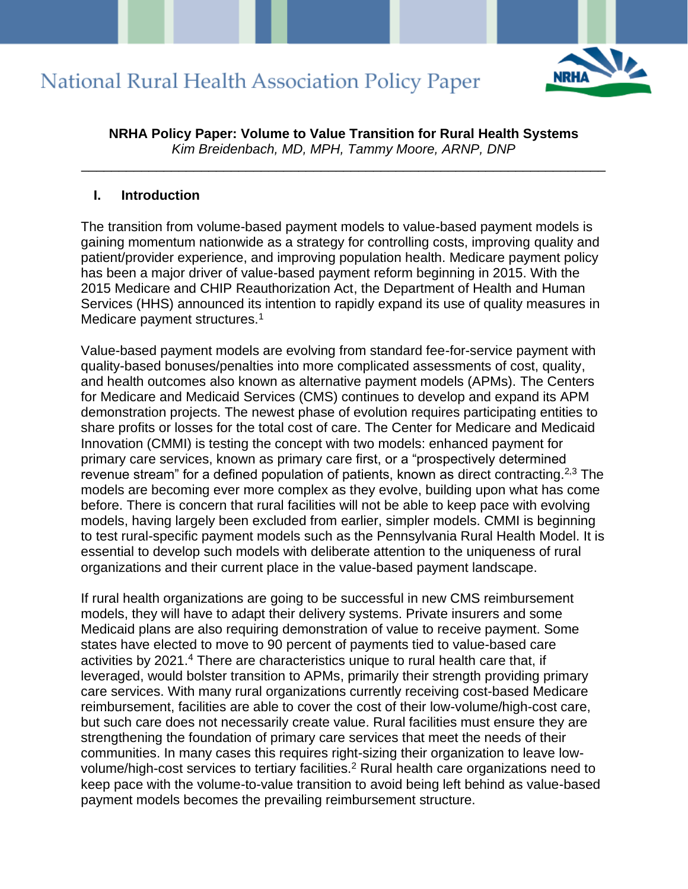# NRHA Policy Paper: Volume to Value Transition for Rural Health Systems

*Kim Breidenbach, MD, MPH, Tammy Moore, ARNP, DNP*

## I. Introduction

The transition from volume-based payment models to value-based payment models is gaining momentum nationwide as a strategy for controlling costs, improving quality and patient/provider experience, and improving population health. Medicare payment policy has been a major driver of value-based payment reform beginning in 2015. With the 2015 Medicare and CHIP Reauthorization Act, the Department of Health and Human Services (HHS) announced its intention to rapidly expand its use of quality measures in Medicare payment structures.[1]

Value-based payment models are evolving from standard fee-for-service payment with quality-based bonuses/penalties into more complicated assessments of cost, quality, and health outcomes also known as alternative payment models (APMs). The Centers for Medicare and Medicaid Services (CMS) continues to develop and expand its APM demonstration projects. The newest phase of evolution requires participating entities to share profits or losses for the total cost of care. The Center for Medicare and Medicaid Innovation (CMMI) is testing the concept with two models: enhanced payment for primary care services, known as primary care first, or a "prospectively determined revenue stream" for a defined population of patients, known as direct contracting.[2,3] The models are becoming ever more complex as they evolve, building upon what has come before. There is concern that rural facilities will not be able to keep pace with evolving models, having largely been excluded from earlier, simpler models. CMMI is beginning to test rural-specific payment models such as the Pennsylvania Rural Health Model. It is essential to develop such models with deliberate attention to the uniqueness of rural organizations and their current place in the value-based payment landscape.

If rural health organizations are going to be successful in new CMS reimbursement models, they will have to adapt their delivery systems. Private insurers and some Medicaid plans are also requiring demonstration of value to receive payment. Some states have elected to move to 90 percent of payments tied to value-based care activities by 2021.[4] There are characteristics unique to rural health care that, if leveraged, would bolster transition to APMs, primarily their strength providing primary care services. With many rural organizations currently receiving cost-based Medicare reimbursement, facilities are able to cover the cost of their low-volume/high-cost care, but such care does not necessarily create value. Rural facilities must ensure they are strengthening the foundation of primary care services that meet the needs of their communities. In many cases this requires right-sizing their organization to leave low-volume/high-cost services to tertiary facilities.[2] Rural health care organizations need to keep pace with the volume-to-value transition to avoid being left behind as value-based payment models becomes the prevailing reimbursement structure.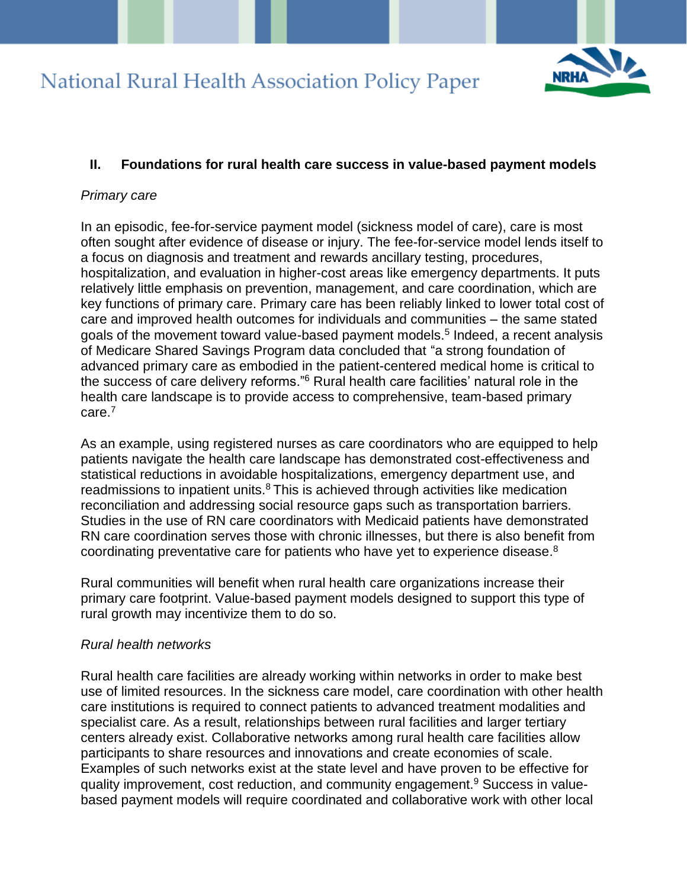## II. Foundations for rural health care success in value-based payment models

*Primary care*

In an episodic, fee-for-service payment model (sickness model of care), care is most often sought after evidence of disease or injury. The fee-for-service model lends itself to a focus on diagnosis and treatment and rewards ancillary testing, procedures, hospitalization, and evaluation in higher-cost areas like emergency departments. It puts relatively little emphasis on prevention, management, and care coordination, which are key functions of primary care. Primary care has been reliably linked to lower total cost of care and improved health outcomes for individuals and communities – the same stated goals of the movement toward value-based payment models.[5] Indeed, a recent analysis of Medicare Shared Savings Program data concluded that "a strong foundation of advanced primary care as embodied in the patient-centered medical home is critical to the success of care delivery reforms."[6] Rural health care facilities' natural role in the health care landscape is to provide access to comprehensive, team-based primary care.[7]

As an example, using registered nurses as care coordinators who are equipped to help patients navigate the health care landscape has demonstrated cost-effectiveness and statistical reductions in avoidable hospitalizations, emergency department use, and readmissions to inpatient units.[8] This is achieved through activities like medication reconciliation and addressing social resource gaps such as transportation barriers. Studies in the use of RN care coordinators with Medicaid patients have demonstrated RN care coordination serves those with chronic illnesses, but there is also benefit from coordinating preventative care for patients who have yet to experience disease.[8]

Rural communities will benefit when rural health care organizations increase their primary care footprint. Value-based payment models designed to support this type of rural growth may incentivize them to do so.

*Rural health networks*

Rural health care facilities are already working within networks in order to make best use of limited resources. In the sickness care model, care coordination with other health care institutions is required to connect patients to advanced treatment modalities and specialist care. As a result, relationships between rural facilities and larger tertiary centers already exist. Collaborative networks among rural health care facilities allow participants to share resources and innovations and create economies of scale. Examples of such networks exist at the state level and have proven to be effective for quality improvement, cost reduction, and community engagement.[9] Success in value-based payment models will require coordinated and collaborative work with other local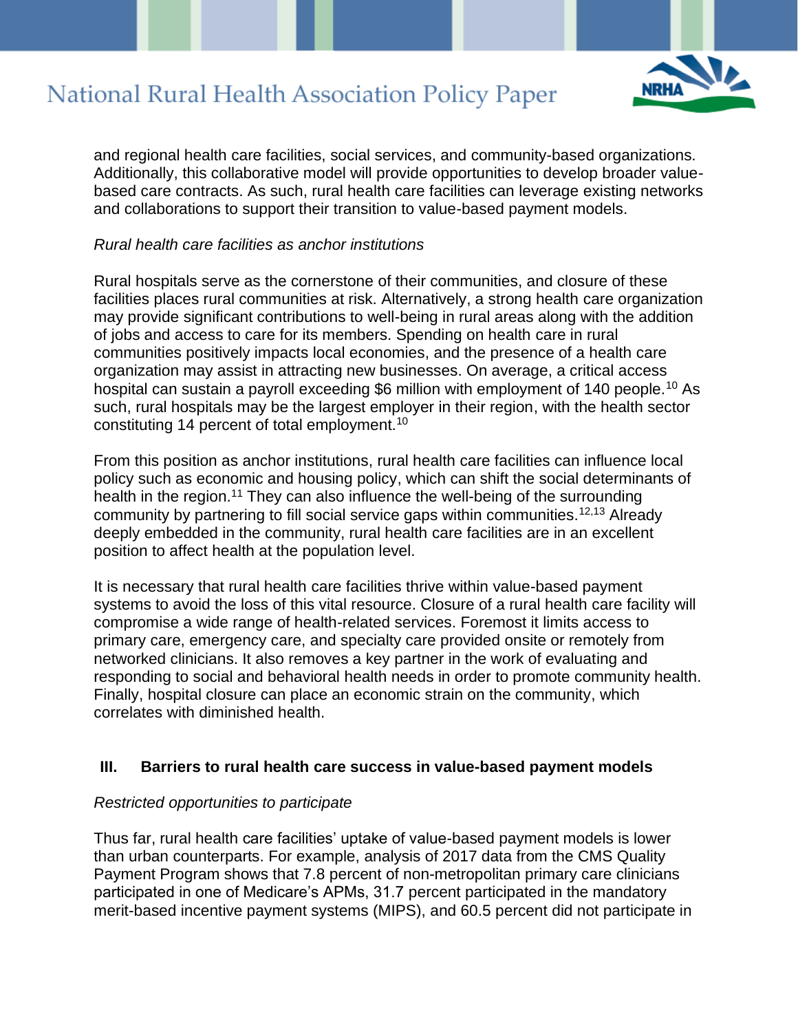and regional health care facilities, social services, and community-based organizations. Additionally, this collaborative model will provide opportunities to develop broader value-based care contracts. As such, rural health care facilities can leverage existing networks and collaborations to support their transition to value-based payment models.

*Rural health care facilities as anchor institutions*

Rural hospitals serve as the cornerstone of their communities, and closure of these facilities places rural communities at risk. Alternatively, a strong health care organization may provide significant contributions to well-being in rural areas along with the addition of jobs and access to care for its members. Spending on health care in rural communities positively impacts local economies, and the presence of a health care organization may assist in attracting new businesses. On average, a critical access hospital can sustain a payroll exceeding $6 million with employment of 140 people.[10] As such, rural hospitals may be the largest employer in their region, with the health sector constituting 14 percent of total employment.[10]

From this position as anchor institutions, rural health care facilities can influence local policy such as economic and housing policy, which can shift the social determinants of health in the region.[11] They can also influence the well-being of the surrounding community by partnering to fill social service gaps within communities.[12,13] Already deeply embedded in the community, rural health care facilities are in an excellent position to affect health at the population level.

It is necessary that rural health care facilities thrive within value-based payment systems to avoid the loss of this vital resource. Closure of a rural health care facility will compromise a wide range of health-related services. Foremost it limits access to primary care, emergency care, and specialty care provided onsite or remotely from networked clinicians. It also removes a key partner in the work of evaluating and responding to social and behavioral health needs in order to promote community health. Finally, hospital closure can place an economic strain on the community, which correlates with diminished health.

## III. Barriers to rural health care success in value-based payment models

*Restricted opportunities to participate*

Thus far, rural health care facilities' uptake of value-based payment models is lower than urban counterparts. For example, analysis of 2017 data from the CMS Quality Payment Program shows that 7.8 percent of non-metropolitan primary care clinicians participated in one of Medicare's APMs, 31.7 percent participated in the mandatory merit-based incentive payment systems (MIPS), and 60.5 percent did not participate in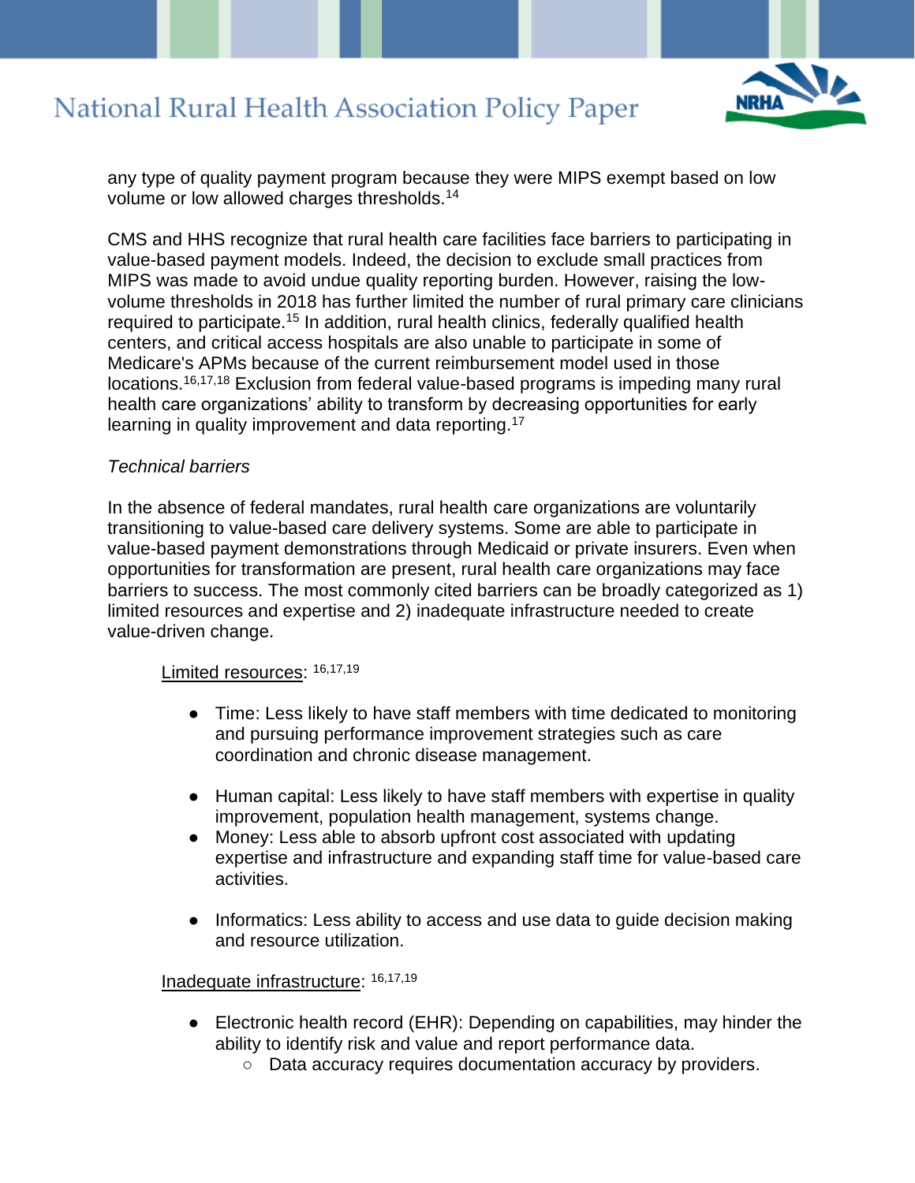any type of quality payment program because they were MIPS exempt based on low volume or low allowed charges thresholds.[14]

CMS and HHS recognize that rural health care facilities face barriers to participating in value-based payment models. Indeed, the decision to exclude small practices from MIPS was made to avoid undue quality reporting burden. However, raising the low-volume thresholds in 2018 has further limited the number of rural primary care clinicians required to participate.[15] In addition, rural health clinics, federally qualified health centers, and critical access hospitals are also unable to participate in some of Medicare's APMs because of the current reimbursement model used in those locations.[16,17,18] Exclusion from federal value-based programs is impeding many rural health care organizations' ability to transform by decreasing opportunities for early learning in quality improvement and data reporting.[17]

*Technical barriers*

In the absence of federal mandates, rural health care organizations are voluntarily transitioning to value-based care delivery systems. Some are able to participate in value-based payment demonstrations through Medicaid or private insurers. Even when opportunities for transformation are present, rural health care organizations may face barriers to success. The most commonly cited barriers can be broadly categorized as 1) limited resources and expertise and 2) inadequate infrastructure needed to create value-driven change.

<u>Limited resources</u>: [16,17,19]

- Time: Less likely to have staff members with time dedicated to monitoring and pursuing performance improvement strategies such as care coordination and chronic disease management.
- Human capital: Less likely to have staff members with expertise in quality improvement, population health management, systems change.
- Money: Less able to absorb upfront cost associated with updating expertise and infrastructure and expanding staff time for value-based care activities.
- Informatics: Less ability to access and use data to guide decision making and resource utilization.

<u>Inadequate infrastructure</u>: [16,17,19]

- Electronic health record (EHR): Depending on capabilities, may hinder the ability to identify risk and value and report performance data.
  - Data accuracy requires documentation accuracy by providers.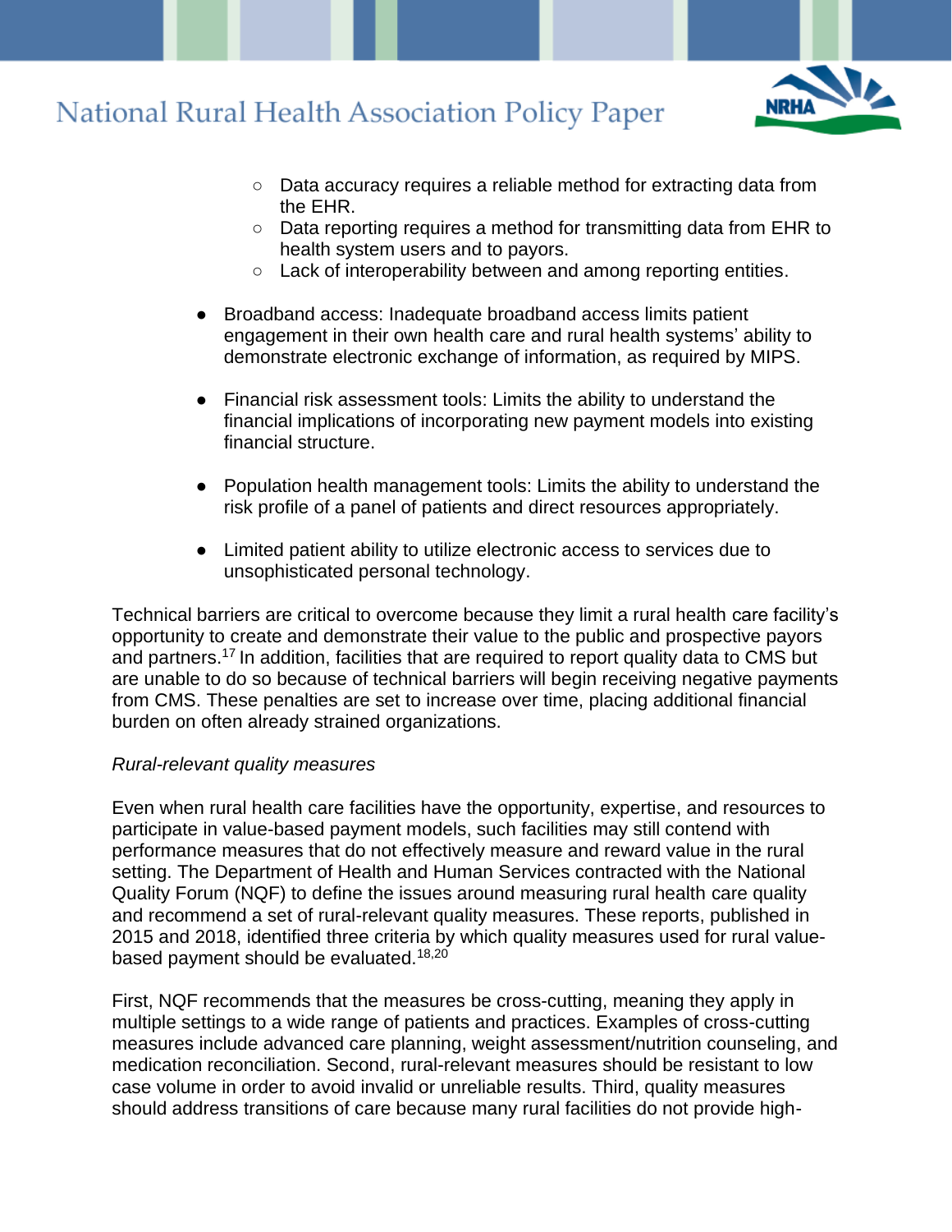- Data accuracy requires a reliable method for extracting data from the EHR.
  - Data reporting requires a method for transmitting data from EHR to health system users and to payors.
  - Lack of interoperability between and among reporting entities.

- Broadband access: Inadequate broadband access limits patient engagement in their own health care and rural health systems' ability to demonstrate electronic exchange of information, as required by MIPS.

- Financial risk assessment tools: Limits the ability to understand the financial implications of incorporating new payment models into existing financial structure.

- Population health management tools: Limits the ability to understand the risk profile of a panel of patients and direct resources appropriately.

- Limited patient ability to utilize electronic access to services due to unsophisticated personal technology.

Technical barriers are critical to overcome because they limit a rural health care facility's opportunity to create and demonstrate their value to the public and prospective payors and partners.[17] In addition, facilities that are required to report quality data to CMS but are unable to do so because of technical barriers will begin receiving negative payments from CMS. These penalties are set to increase over time, placing additional financial burden on often already strained organizations.

*Rural-relevant quality measures*

Even when rural health care facilities have the opportunity, expertise, and resources to participate in value-based payment models, such facilities may still contend with performance measures that do not effectively measure and reward value in the rural setting. The Department of Health and Human Services contracted with the National Quality Forum (NQF) to define the issues around measuring rural health care quality and recommend a set of rural-relevant quality measures. These reports, published in 2015 and 2018, identified three criteria by which quality measures used for rural value-based payment should be evaluated.[18,20]

First, NQF recommends that the measures be cross-cutting, meaning they apply in multiple settings to a wide range of patients and practices. Examples of cross-cutting measures include advanced care planning, weight assessment/nutrition counseling, and medication reconciliation. Second, rural-relevant measures should be resistant to low case volume in order to avoid invalid or unreliable results. Third, quality measures should address transitions of care because many rural facilities do not provide high-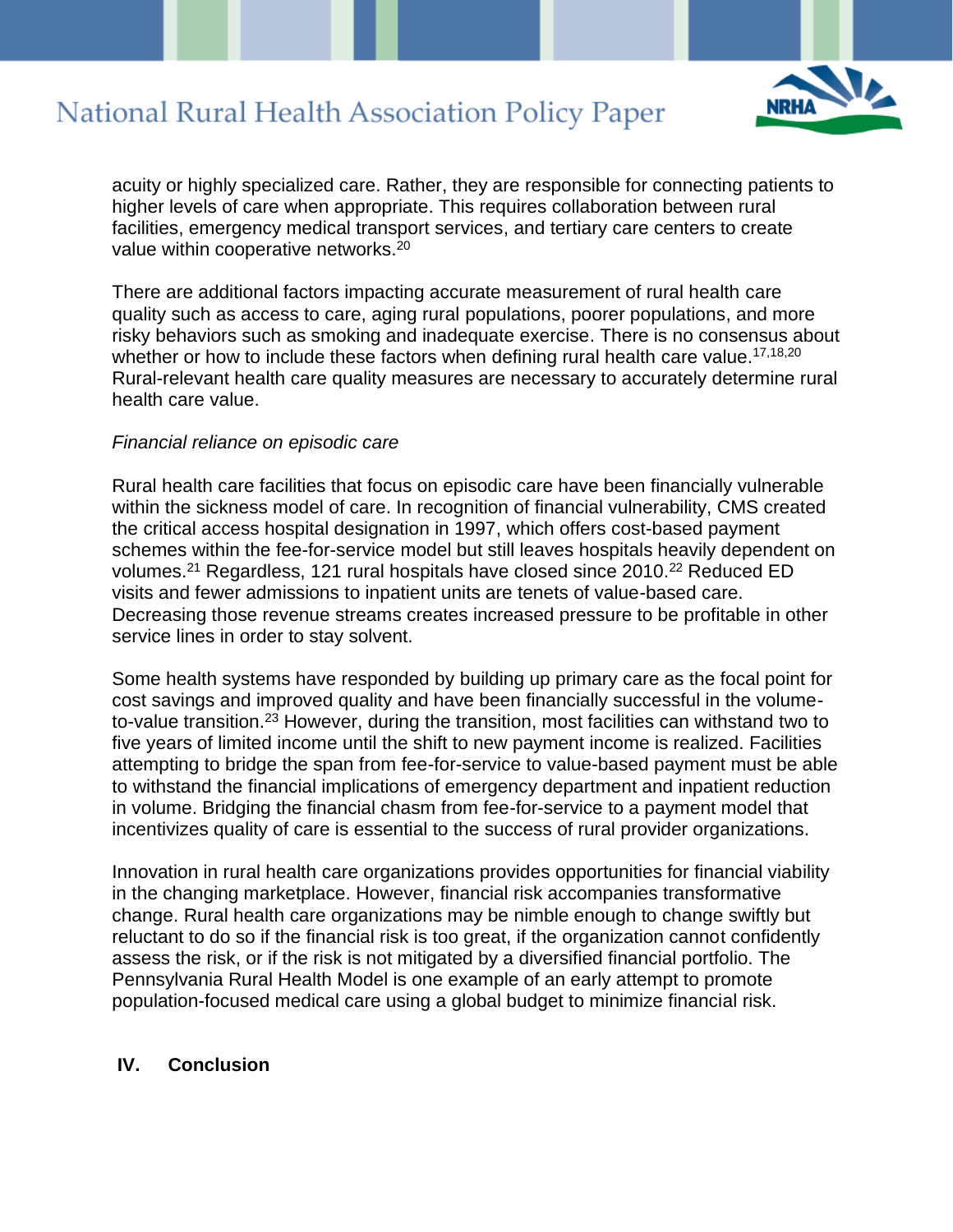acuity or highly specialized care. Rather, they are responsible for connecting patients to higher levels of care when appropriate. This requires collaboration between rural facilities, emergency medical transport services, and tertiary care centers to create value within cooperative networks.[20]

There are additional factors impacting accurate measurement of rural health care quality such as access to care, aging rural populations, poorer populations, and more risky behaviors such as smoking and inadequate exercise. There is no consensus about whether or how to include these factors when defining rural health care value.[17,18,20] Rural-relevant health care quality measures are necessary to accurately determine rural health care value.

*Financial reliance on episodic care*

Rural health care facilities that focus on episodic care have been financially vulnerable within the sickness model of care. In recognition of financial vulnerability, CMS created the critical access hospital designation in 1997, which offers cost-based payment schemes within the fee-for-service model but still leaves hospitals heavily dependent on volumes.[21] Regardless, 121 rural hospitals have closed since 2010.[22] Reduced ED visits and fewer admissions to inpatient units are tenets of value-based care. Decreasing those revenue streams creates increased pressure to be profitable in other service lines in order to stay solvent.

Some health systems have responded by building up primary care as the focal point for cost savings and improved quality and have been financially successful in the volume-to-value transition.[23] However, during the transition, most facilities can withstand two to five years of limited income until the shift to new payment income is realized. Facilities attempting to bridge the span from fee-for-service to value-based payment must be able to withstand the financial implications of emergency department and inpatient reduction in volume. Bridging the financial chasm from fee-for-service to a payment model that incentivizes quality of care is essential to the success of rural provider organizations.

Innovation in rural health care organizations provides opportunities for financial viability in the changing marketplace. However, financial risk accompanies transformative change. Rural health care organizations may be nimble enough to change swiftly but reluctant to do so if the financial risk is too great, if the organization cannot confidently assess the risk, or if the risk is not mitigated by a diversified financial portfolio. The Pennsylvania Rural Health Model is one example of an early attempt to promote population-focused medical care using a global budget to minimize financial risk.

## IV. Conclusion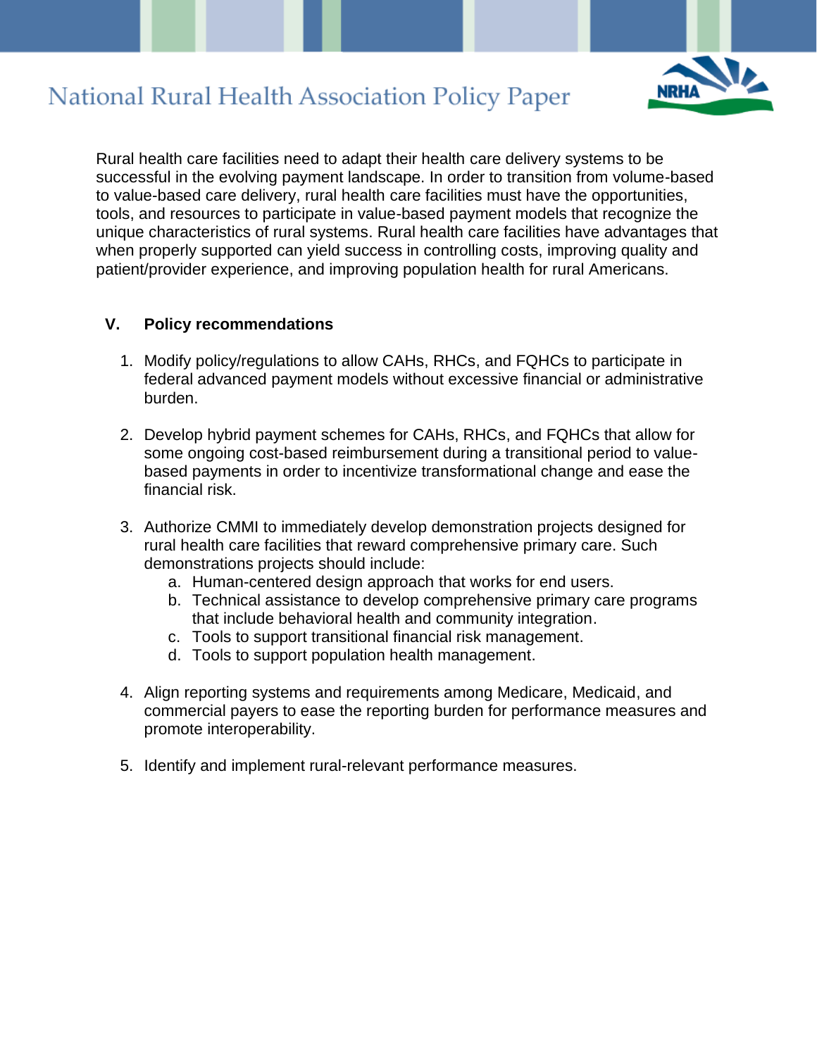Rural health care facilities need to adapt their health care delivery systems to be successful in the evolving payment landscape. In order to transition from volume-based to value-based care delivery, rural health care facilities must have the opportunities, tools, and resources to participate in value-based payment models that recognize the unique characteristics of rural systems. Rural health care facilities have advantages that when properly supported can yield success in controlling costs, improving quality and patient/provider experience, and improving population health for rural Americans.

## V. Policy recommendations

1. Modify policy/regulations to allow CAHs, RHCs, and FQHCs to participate in federal advanced payment models without excessive financial or administrative burden.

2. Develop hybrid payment schemes for CAHs, RHCs, and FQHCs that allow for some ongoing cost-based reimbursement during a transitional period to value-based payments in order to incentivize transformational change and ease the financial risk.

3. Authorize CMMI to immediately develop demonstration projects designed for rural health care facilities that reward comprehensive primary care. Such demonstrations projects should include:
   a. Human-centered design approach that works for end users.
   b. Technical assistance to develop comprehensive primary care programs that include behavioral health and community integration.
   c. Tools to support transitional financial risk management.
   d. Tools to support population health management.

4. Align reporting systems and requirements among Medicare, Medicaid, and commercial payers to ease the reporting burden for performance measures and promote interoperability.

5. Identify and implement rural-relevant performance measures.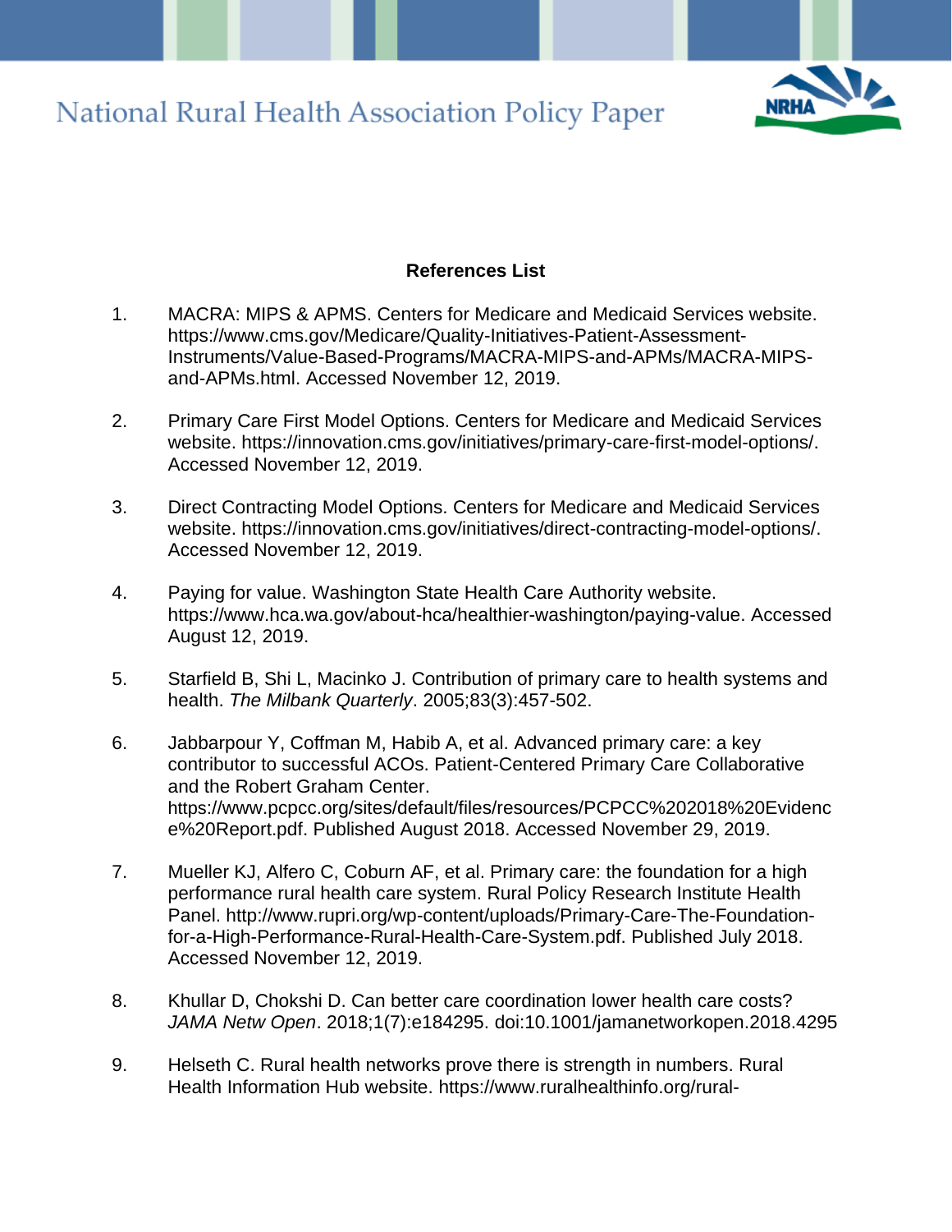**References List**

1. MACRA: MIPS & APMS. Centers for Medicare and Medicaid Services website. https://www.cms.gov/Medicare/Quality-Initiatives-Patient-Assessment-Instruments/Value-Based-Programs/MACRA-MIPS-and-APMs/MACRA-MIPS-and-APMs.html. Accessed November 12, 2019.

2. Primary Care First Model Options. Centers for Medicare and Medicaid Services website. https://innovation.cms.gov/initiatives/primary-care-first-model-options/. Accessed November 12, 2019.

3. Direct Contracting Model Options. Centers for Medicare and Medicaid Services website. https://innovation.cms.gov/initiatives/direct-contracting-model-options/. Accessed November 12, 2019.

4. Paying for value. Washington State Health Care Authority website. https://www.hca.wa.gov/about-hca/healthier-washington/paying-value. Accessed August 12, 2019.

5. Starfield B, Shi L, Macinko J. Contribution of primary care to health systems and health. *The Milbank Quarterly*. 2005;83(3):457-502.

6. Jabbarpour Y, Coffman M, Habib A, et al. Advanced primary care: a key contributor to successful ACOs. Patient-Centered Primary Care Collaborative and the Robert Graham Center. https://www.pcpcc.org/sites/default/files/resources/PCPCC%202018%20Evidence%20Report.pdf. Published August 2018. Accessed November 29, 2019.

7. Mueller KJ, Alfero C, Coburn AF, et al. Primary care: the foundation for a high performance rural health care system. Rural Policy Research Institute Health Panel. http://www.rupri.org/wp-content/uploads/Primary-Care-The-Foundation-for-a-High-Performance-Rural-Health-Care-System.pdf. Published July 2018. Accessed November 12, 2019.

8. Khullar D, Chokshi D. Can better care coordination lower health care costs? *JAMA Netw Open*. 2018;1(7):e184295. doi:10.1001/jamanetworkopen.2018.4295

9. Helseth C. Rural health networks prove there is strength in numbers. Rural Health Information Hub website. https://www.ruralhealthinfo.org/rural-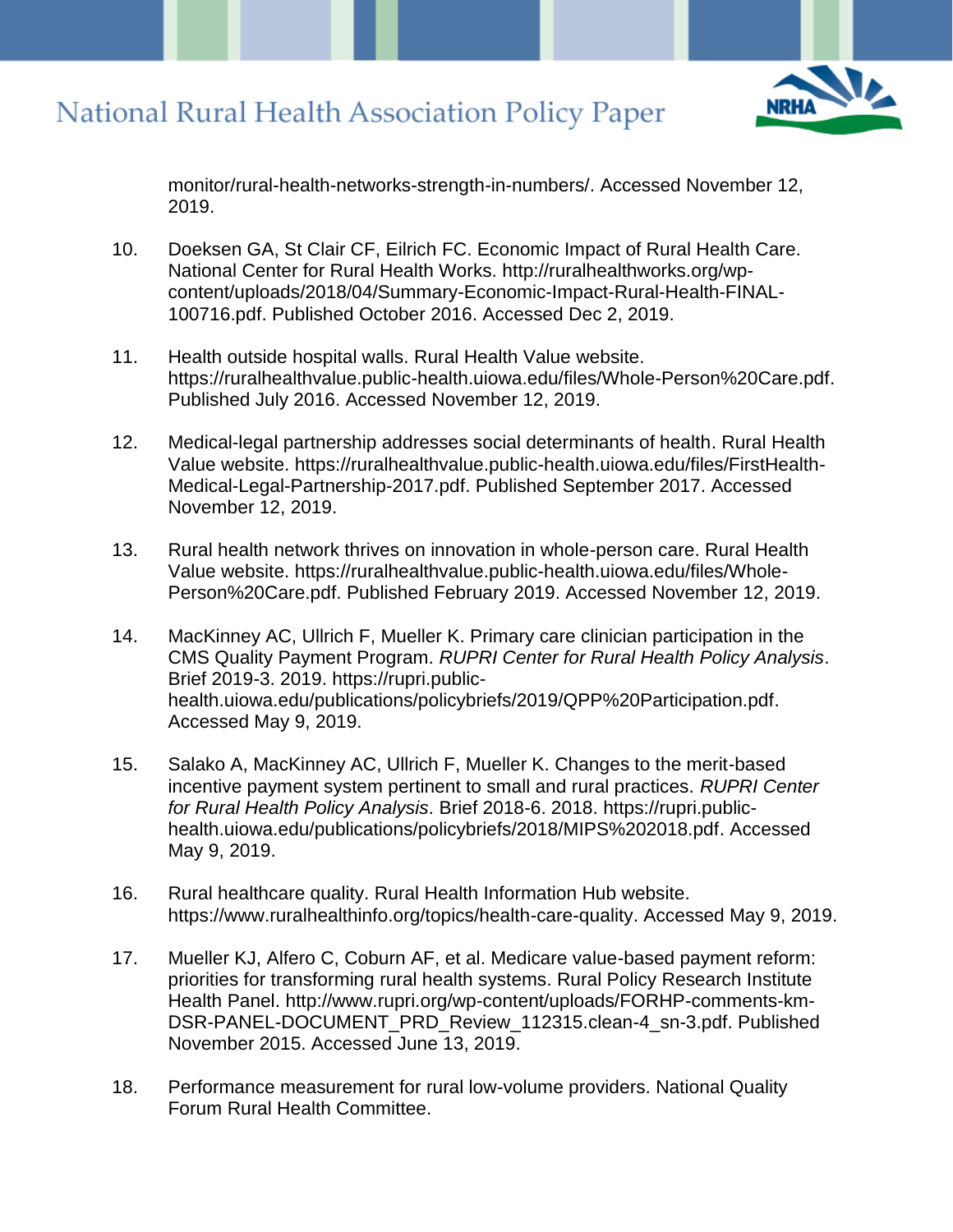monitor/rural-health-networks-strength-in-numbers/. Accessed November 12, 2019.

10. Doeksen GA, St Clair CF, Eilrich FC. Economic Impact of Rural Health Care. National Center for Rural Health Works. http://ruralhealthworks.org/wp-content/uploads/2018/04/Summary-Economic-Impact-Rural-Health-FINAL-100716.pdf. Published October 2016. Accessed Dec 2, 2019.

11. Health outside hospital walls. Rural Health Value website. https://ruralhealthvalue.public-health.uiowa.edu/files/Whole-Person%20Care.pdf. Published July 2016. Accessed November 12, 2019.

12. Medical-legal partnership addresses social determinants of health. Rural Health Value website. https://ruralhealthvalue.public-health.uiowa.edu/files/FirstHealth-Medical-Legal-Partnership-2017.pdf. Published September 2017. Accessed November 12, 2019.

13. Rural health network thrives on innovation in whole-person care. Rural Health Value website. https://ruralhealthvalue.public-health.uiowa.edu/files/Whole-Person%20Care.pdf. Published February 2019. Accessed November 12, 2019.

14. MacKinney AC, Ullrich F, Mueller K. Primary care clinician participation in the CMS Quality Payment Program. *RUPRI Center for Rural Health Policy Analysis*. Brief 2019-3. 2019. https://rupri.public-health.uiowa.edu/publications/policybriefs/2019/QPP%20Participation.pdf. Accessed May 9, 2019.

15. Salako A, MacKinney AC, Ullrich F, Mueller K. Changes to the merit-based incentive payment system pertinent to small and rural practices. *RUPRI Center for Rural Health Policy Analysis*. Brief 2018-6. 2018. https://rupri.public-health.uiowa.edu/publications/policybriefs/2018/MIPS%202018.pdf. Accessed May 9, 2019.

16. Rural healthcare quality. Rural Health Information Hub website. https://www.ruralhealthinfo.org/topics/health-care-quality. Accessed May 9, 2019.

17. Mueller KJ, Alfero C, Coburn AF, et al. Medicare value-based payment reform: priorities for transforming rural health systems. Rural Policy Research Institute Health Panel. http://www.rupri.org/wp-content/uploads/FORHP-comments-km-DSR-PANEL-DOCUMENT_PRD_Review_112315.clean-4_sn-3.pdf. Published November 2015. Accessed June 13, 2019.

18. Performance measurement for rural low-volume providers. National Quality Forum Rural Health Committee.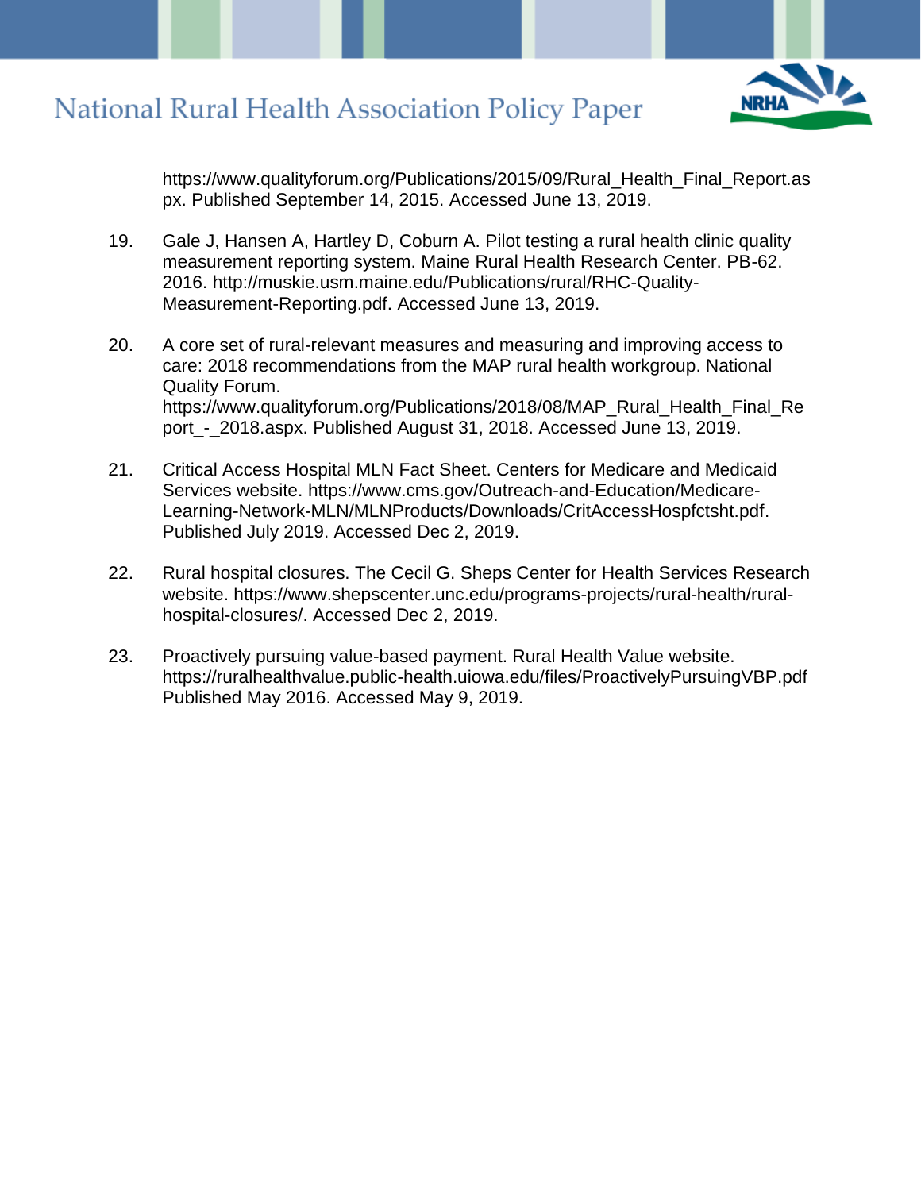https://www.qualityforum.org/Publications/2015/09/Rural_Health_Final_Report.aspx. Published September 14, 2015. Accessed June 13, 2019.

19. Gale J, Hansen A, Hartley D, Coburn A. Pilot testing a rural health clinic quality measurement reporting system. Maine Rural Health Research Center. PB-62. 2016. http://muskie.usm.maine.edu/Publications/rural/RHC-Quality-Measurement-Reporting.pdf. Accessed June 13, 2019.

20. A core set of rural-relevant measures and measuring and improving access to care: 2018 recommendations from the MAP rural health workgroup. National Quality Forum. https://www.qualityforum.org/Publications/2018/08/MAP_Rural_Health_Final_Report_-_2018.aspx. Published August 31, 2018. Accessed June 13, 2019.

21. Critical Access Hospital MLN Fact Sheet. Centers for Medicare and Medicaid Services website. https://www.cms.gov/Outreach-and-Education/Medicare-Learning-Network-MLN/MLNProducts/Downloads/CritAccessHospfctsht.pdf. Published July 2019. Accessed Dec 2, 2019.

22. Rural hospital closures. The Cecil G. Sheps Center for Health Services Research website. https://www.shepscenter.unc.edu/programs-projects/rural-health/rural-hospital-closures/. Accessed Dec 2, 2019.

23. Proactively pursuing value-based payment. Rural Health Value website. https://ruralhealthvalue.public-health.uiowa.edu/files/ProactivelyPursuingVBP.pdf Published May 2016. Accessed May 9, 2019.